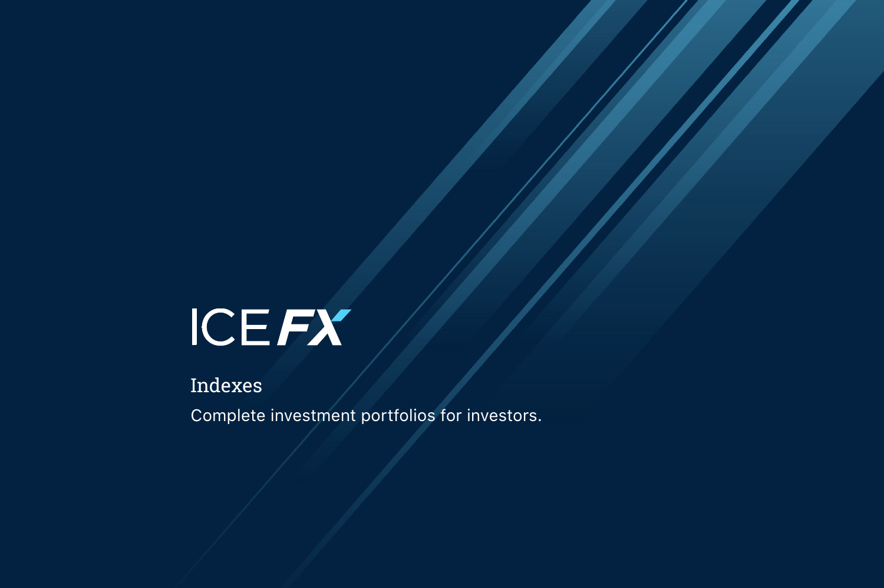# ICE FX

## Indexes

Complete investment portfolios for investors.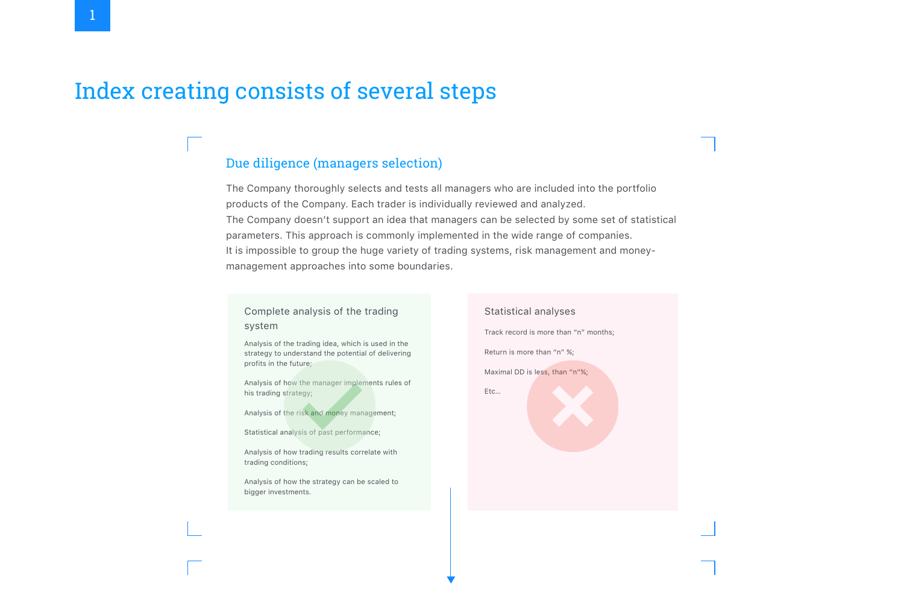1

# Index creating consists of several steps

## Due diligence (managers selection)

The Company thoroughly selects and tests all managers who are included into the portfolio products of the Company. Each trader is individually reviewed and analyzed.
The Company doesn't support an idea that managers can be selected by some set of statistical parameters. This approach is commonly implemented in the wide range of companies.
It is impossible to group the huge variety of trading systems, risk management and money-management approaches into some boundaries.

### Complete analysis of the trading system

- Analysis of the trading idea, which is used in the strategy to understand the potential of delivering profits in the future;
- Analysis of how the manager implements rules of his trading strategy;
- Analysis of the risk and money management;
- Statistical analysis of past performance;
- Analysis of how trading results correlate with trading conditions;
- Analysis of how the strategy can be scaled to bigger investments.

### Statistical analyses

- Track record is more than "n" months;
- Return is more than "n" %;
- Maximal DD is less, than "n"%;
- Etc...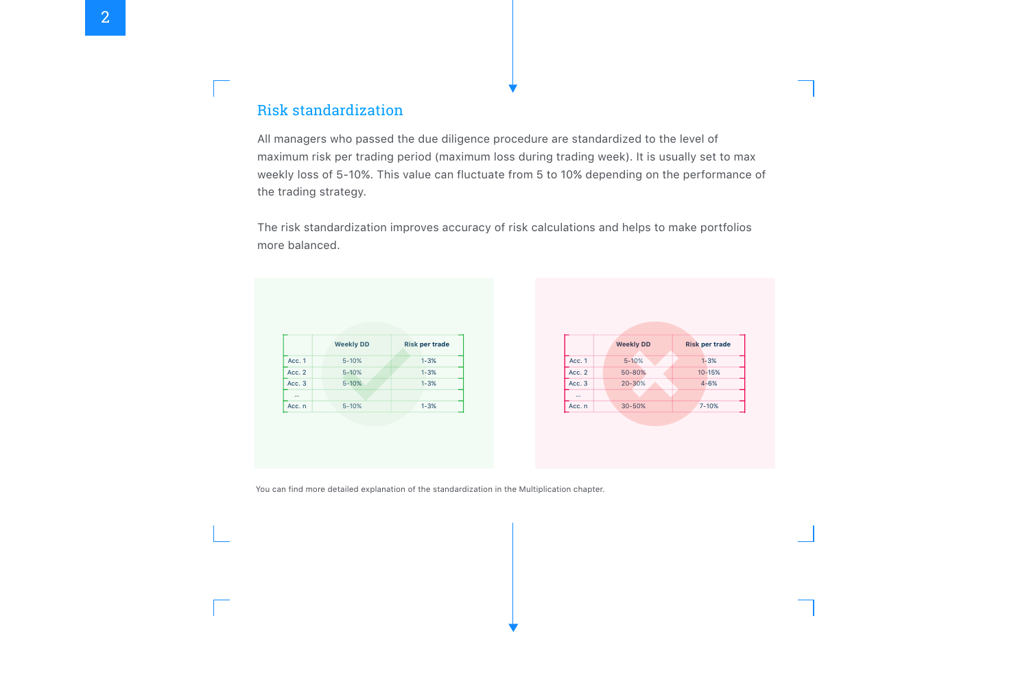## Risk standardization

All managers who passed the due diligence procedure are standardized to the level of maximum risk per trading period (maximum loss during trading week). It is usually set to max weekly loss of 5-10%. This value can fluctuate from 5 to 10% depending on the performance of the trading strategy.

The risk standardization improves accuracy of risk calculations and helps to make portfolios more balanced.

| | Weekly DD | Risk per trade |
|---|---|---|
| Acc. 1 | 5-10% | 1-3% |
| Acc. 2 | 5-10% | 1-3% |
| Acc. 3 | 5-10% | 1-3% |
| ... | | |
| Acc. n | 5-10% | 1-3% |

| | Weekly DD | Risk per trade |
|---|---|---|
| Acc. 1 | 5-10% | 1-3% |
| Acc. 2 | 50-80% | 10-15% |
| Acc. 3 | 20-30% | 4-6% |
| ... | | |
| Acc. n | 30-50% | 7-10% |

You can find more detailed explanation of the standardization in the Multiplication chapter.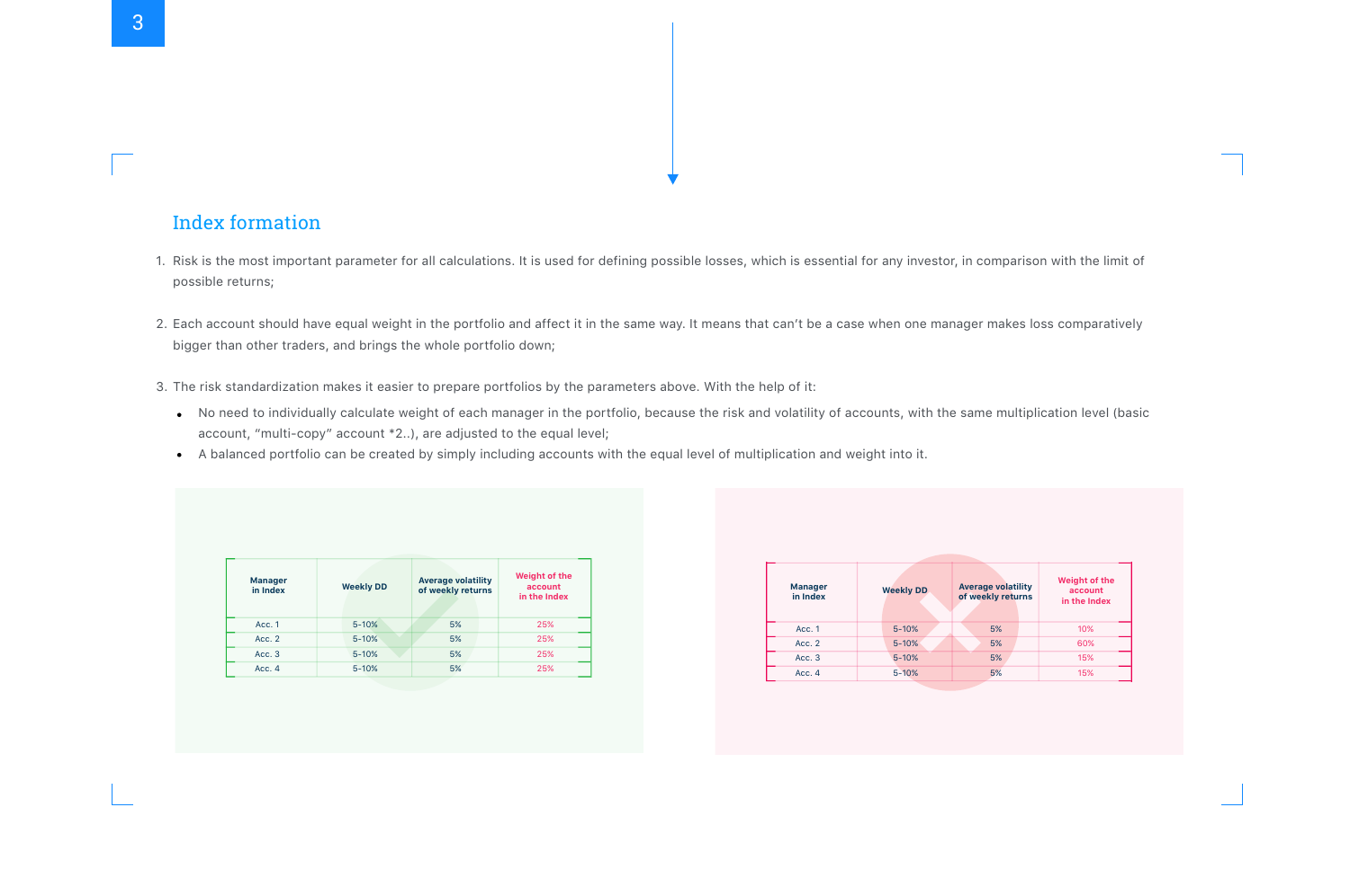## Index formation

1. Risk is the most important parameter for all calculations. It is used for defining possible losses, which is essential for any investor, in comparison with the limit of possible returns;

2. Each account should have equal weight in the portfolio and affect it in the same way. It means that can't be a case when one manager makes loss comparatively bigger than other traders, and brings the whole portfolio down;

3. The risk standardization makes it easier to prepare portfolios by the parameters above. With the help of it:
   - No need to individually calculate weight of each manager in the portfolio, because the risk and volatility of accounts, with the same multiplication level (basic account, "multi-copy" account *2..), are adjusted to the equal level;
   - A balanced portfolio can be created by simply including accounts with the equal level of multiplication and weight into it.

| Manager in Index | Weekly DD | Average volatility of weekly returns | Weight of the account in the Index |
|---|---|---|---|
| Acc. 1 | 5-10% | 5% | 25% |
| Acc. 2 | 5-10% | 5% | 25% |
| Acc. 3 | 5-10% | 5% | 25% |
| Acc. 4 | 5-10% | 5% | 25% |

| Manager in Index | Weekly DD | Average volatility of weekly returns | Weight of the account in the Index |
|---|---|---|---|
| Acc. 1 | 5-10% | 5% | 10% |
| Acc. 2 | 5-10% | 5% | 60% |
| Acc. 3 | 5-10% | 5% | 15% |
| Acc. 4 | 5-10% | 5% | 15% |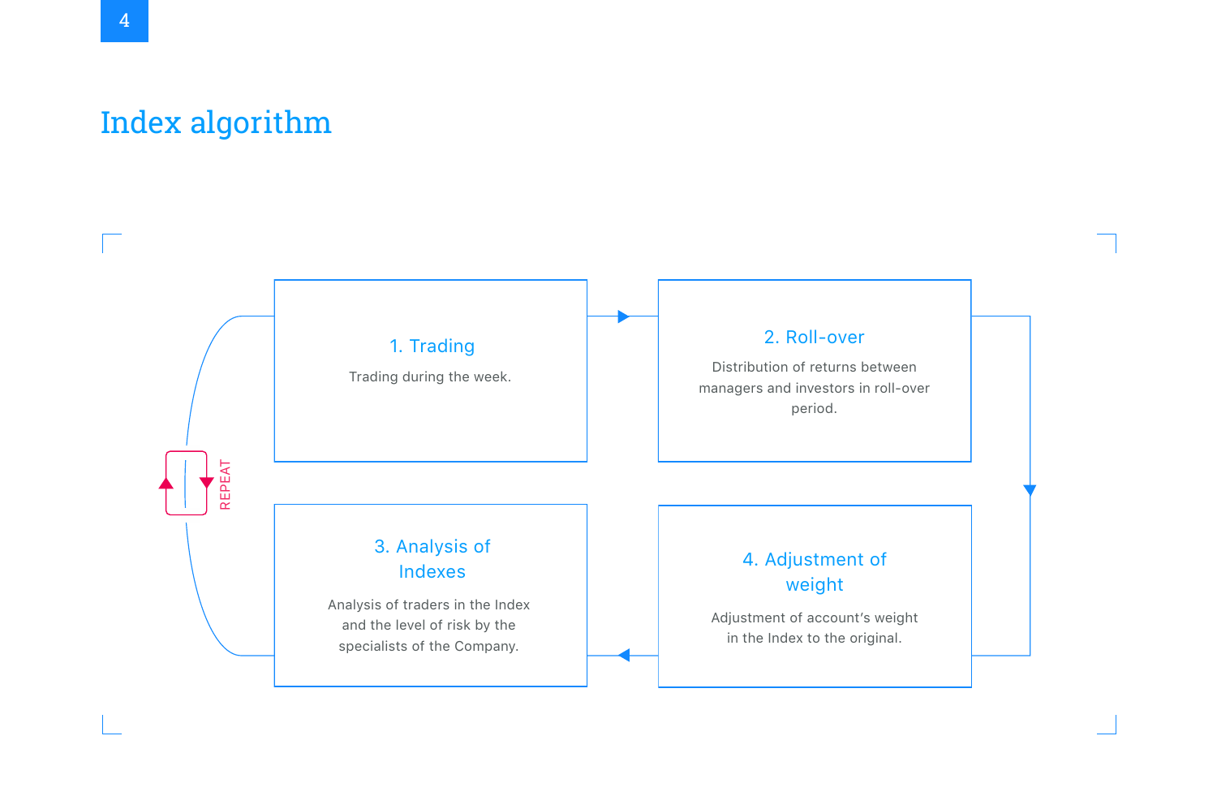# Index algorithm

**1. Trading**

Trading during the week.

**2. Roll-over**

Distribution of returns between managers and investors in roll-over period.

**3. Analysis of Indexes**

Analysis of traders in the Index and the level of risk by the specialists of the Company.

**4. Adjustment of weight**

Adjustment of account's weight in the Index to the original.

REPEAT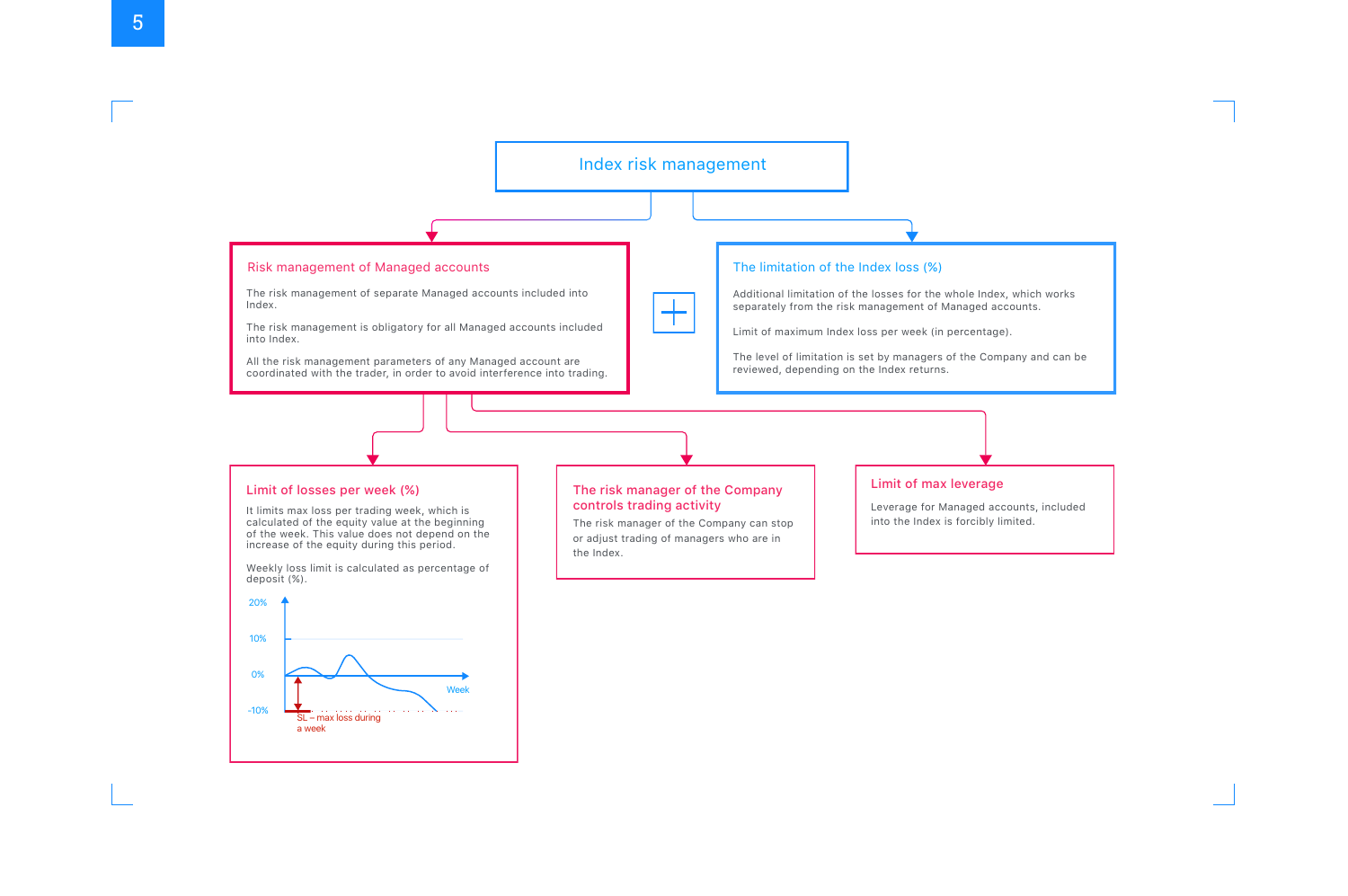# Index risk management

## Risk management of Managed accounts

The risk management of separate Managed accounts included into Index.

The risk management is obligatory for all Managed accounts included into Index.

All the risk management parameters of any Managed account are coordinated with the trader, in order to avoid interference into trading.

## The limitation of the Index loss (%)

Additional limitation of the losses for the whole Index, which works separately from the risk management of Managed accounts.

Limit of maximum Index loss per week (in percentage).

The level of limitation is set by managers of the Company and can be reviewed, depending on the Index returns.

### Limit of losses per week (%)

It limits max loss per trading week, which is calculated of the equity value at the beginning of the week. This value does not depend on the increase of the equity during this period.

Weekly loss limit is calculated as percentage of deposit (%).

20%
10%
0%
-10%
Week
SL – max loss during a week

### The risk manager of the Company controls trading activity

The risk manager of the Company can stop or adjust trading of managers who are in the Index.

### Limit of max leverage

Leverage for Managed accounts, included into the Index is forcibly limited.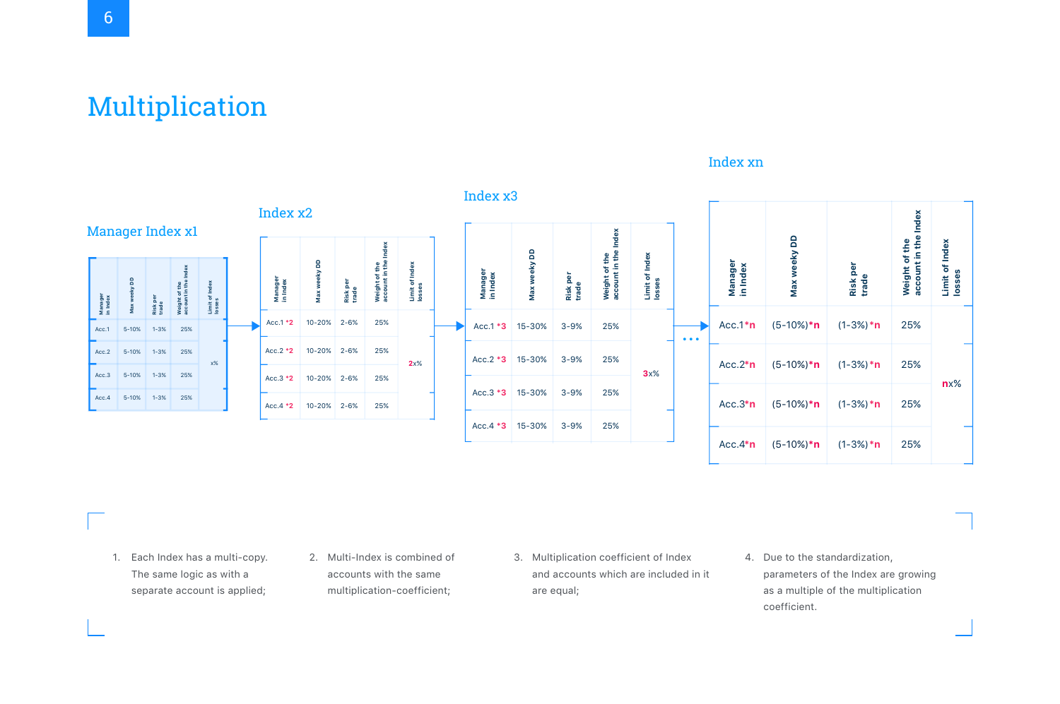# Multiplication

### Manager Index x1

| Manager in Index | Max weeky DD | Risk per trade | Weight of the account in the Index | Limit of Index losses |
|---|---|---|---|---|
| Acc.1 | 5-10% | 1-3% | 25% | x% |
| Acc.2 | 5-10% | 1-3% | 25% | |
| Acc.3 | 5-10% | 1-3% | 25% | |
| Acc.4 | 5-10% | 1-3% | 25% | |

### Index x2

| Manager in Index | Max weeky DD | Risk per trade | Weight of the account in the Index | Limit of Index losses |
|---|---|---|---|---|
| Acc.1 *2 | 10-20% | 2-6% | 25% | 2x% |
| Acc.2 *2 | 10-20% | 2-6% | 25% | |
| Acc.3 *2 | 10-20% | 2-6% | 25% | |
| Acc.4 *2 | 10-20% | 2-6% | 25% | |

### Index x3

| Manager in Index | Max weeky DD | Risk per trade | Weight of the account in the Index | Limit of Index losses |
|---|---|---|---|---|
| Acc.1 *3 | 15-30% | 3-9% | 25% | 3x% |
| Acc.2 *3 | 15-30% | 3-9% | 25% | |
| Acc.3 *3 | 15-30% | 3-9% | 25% | |
| Acc.4 *3 | 15-30% | 3-9% | 25% | |

...

### Index xn

| Manager in Index | Max weeky DD | Risk per trade | Weight of the account in the Index | Limit of Index losses |
|---|---|---|---|---|
| Acc.1*n | (5-10%)*n | (1-3%)*n | 25% | nx% |
| Acc.2*n | (5-10%)*n | (1-3%)*n | 25% | |
| Acc.3*n | (5-10%)*n | (1-3%)*n | 25% | |
| Acc.4*n | (5-10%)*n | (1-3%)*n | 25% | |

1. Each Index has a multi-copy. The same logic as with a separate account is applied;
2. Multi-Index is combined of accounts with the same multiplication-coefficient;
3. Multiplication coefficient of Index and accounts which are included in it are equal;
4. Due to the standardization, parameters of the Index are growing as a multiple of the multiplication coefficient.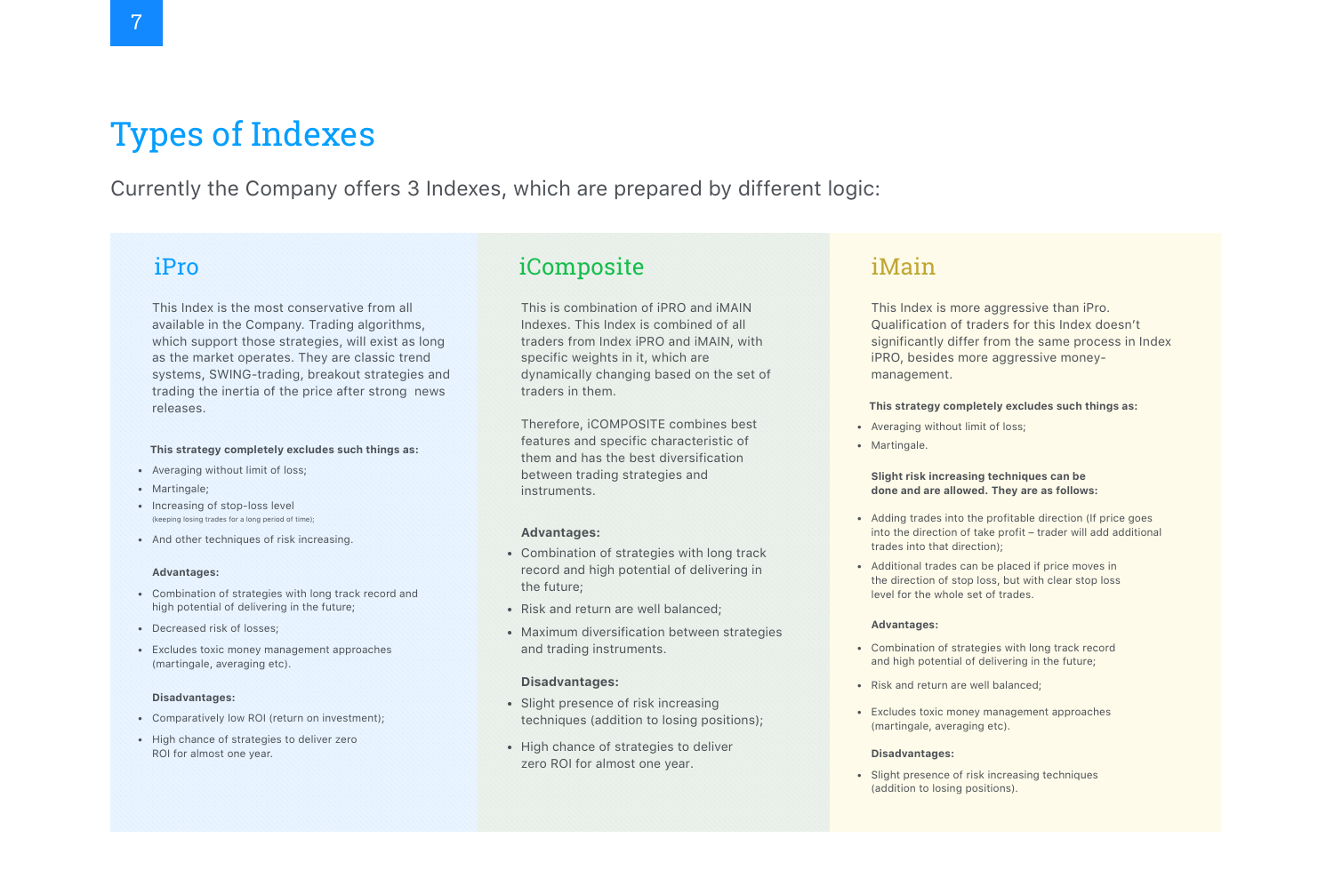# Types of Indexes

Currently the Company offers 3 Indexes, which are prepared by different logic:

## iPro

This Index is the most conservative from all available in the Company. Trading algorithms, which support those strategies, will exist as long as the market operates. They are classic trend systems, SWING-trading, breakout strategies and trading the inertia of the price after strong news releases.

**This strategy completely excludes such things as:**

- Averaging without limit of loss;
- Martingale;
- Increasing of stop-loss level (keeping losing trades for a long period of time);
- And other techniques of risk increasing.

**Advantages:**

- Combination of strategies with long track record and high potential of delivering in the future;
- Decreased risk of losses;
- Excludes toxic money management approaches (martingale, averaging etc).

**Disadvantages:**

- Comparatively low ROI (return on investment);
- High chance of strategies to deliver zero ROI for almost one year.

## iComposite

This is combination of iPRO and iMAIN Indexes. This Index is combined of all traders from Index iPRO and iMAIN, with specific weights in it, which are dynamically changing based on the set of traders in them.

Therefore, iCOMPOSITE combines best features and specific characteristic of them and has the best diversification between trading strategies and instruments.

**Advantages:**

- Combination of strategies with long track record and high potential of delivering in the future;
- Risk and return are well balanced;
- Maximum diversification between strategies and trading instruments.

**Disadvantages:**

- Slight presence of risk increasing techniques (addition to losing positions);
- High chance of strategies to deliver zero ROI for almost one year.

## iMain

This Index is more aggressive than iPro. Qualification of traders for this Index doesn't significantly differ from the same process in Index iPRO, besides more aggressive money-management.

**This strategy completely excludes such things as:**

- Averaging without limit of loss;
- Martingale.

**Slight risk increasing techniques can be done and are allowed. They are as follows:**

- Adding trades into the profitable direction (If price goes into the direction of take profit – trader will add additional trades into that direction);
- Additional trades can be placed if price moves in the direction of stop loss, but with clear stop loss level for the whole set of trades.

**Advantages:**

- Combination of strategies with long track record and high potential of delivering in the future;
- Risk and return are well balanced;
- Excludes toxic money management approaches (martingale, averaging etc).

**Disadvantages:**

- Slight presence of risk increasing techniques (addition to losing positions).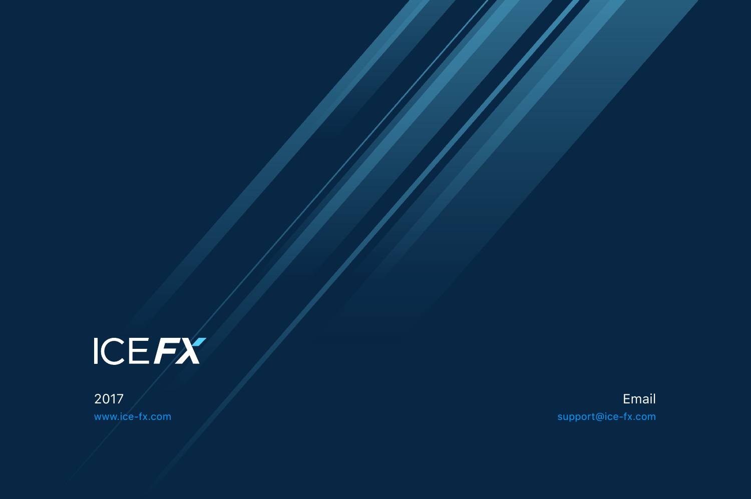ICE FX

2017

www.ice-fx.com

Email

support@ice-fx.com